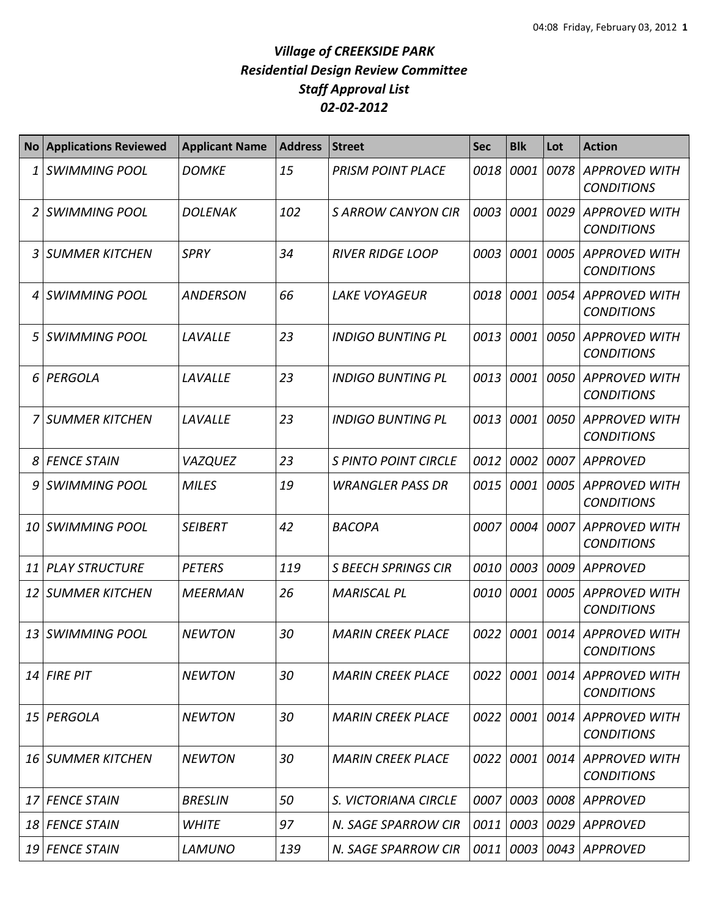# *Village of CREEKSIDE PARK*
## *Residential Design Review Committee*
## *Staff Approval List*
## *02-02-2012*

| No | Applications Reviewed | Applicant Name | Address | Street | Sec | Blk | Lot | Action |
|---|---|---|---|---|---|---|---|---|
| *1* | *SWIMMING POOL* | *DOMKE* | *15* | *PRISM POINT PLACE* | *0018* | *0001* | *0078* | *APPROVED WITH CONDITIONS* |
| *2* | *SWIMMING POOL* | *DOLENAK* | *102* | *S ARROW CANYON CIR* | *0003* | *0001* | *0029* | *APPROVED WITH CONDITIONS* |
| *3* | *SUMMER KITCHEN* | *SPRY* | *34* | *RIVER RIDGE LOOP* | *0003* | *0001* | *0005* | *APPROVED WITH CONDITIONS* |
| *4* | *SWIMMING POOL* | *ANDERSON* | *66* | *LAKE VOYAGEUR* | *0018* | *0001* | *0054* | *APPROVED WITH CONDITIONS* |
| *5* | *SWIMMING POOL* | *LAVALLE* | *23* | *INDIGO BUNTING PL* | *0013* | *0001* | *0050* | *APPROVED WITH CONDITIONS* |
| *6* | *PERGOLA* | *LAVALLE* | *23* | *INDIGO BUNTING PL* | *0013* | *0001* | *0050* | *APPROVED WITH CONDITIONS* |
| *7* | *SUMMER KITCHEN* | *LAVALLE* | *23* | *INDIGO BUNTING PL* | *0013* | *0001* | *0050* | *APPROVED WITH CONDITIONS* |
| *8* | *FENCE STAIN* | *VAZQUEZ* | *23* | *S PINTO POINT CIRCLE* | *0012* | *0002* | *0007* | *APPROVED* |
| *9* | *SWIMMING POOL* | *MILES* | *19* | *WRANGLER PASS DR* | *0015* | *0001* | *0005* | *APPROVED WITH CONDITIONS* |
| *10* | *SWIMMING POOL* | *SEIBERT* | *42* | *BACOPA* | *0007* | *0004* | *0007* | *APPROVED WITH CONDITIONS* |
| *11* | *PLAY STRUCTURE* | *PETERS* | *119* | *S BEECH SPRINGS CIR* | *0010* | *0003* | *0009* | *APPROVED* |
| *12* | *SUMMER KITCHEN* | *MEERMAN* | *26* | *MARISCAL PL* | *0010* | *0001* | *0005* | *APPROVED WITH CONDITIONS* |
| *13* | *SWIMMING POOL* | *NEWTON* | *30* | *MARIN CREEK PLACE* | *0022* | *0001* | *0014* | *APPROVED WITH CONDITIONS* |
| *14* | *FIRE PIT* | *NEWTON* | *30* | *MARIN CREEK PLACE* | *0022* | *0001* | *0014* | *APPROVED WITH CONDITIONS* |
| *15* | *PERGOLA* | *NEWTON* | *30* | *MARIN CREEK PLACE* | *0022* | *0001* | *0014* | *APPROVED WITH CONDITIONS* |
| *16* | *SUMMER KITCHEN* | *NEWTON* | *30* | *MARIN CREEK PLACE* | *0022* | *0001* | *0014* | *APPROVED WITH CONDITIONS* |
| *17* | *FENCE STAIN* | *BRESLIN* | *50* | *S. VICTORIANA CIRCLE* | *0007* | *0003* | *0008* | *APPROVED* |
| *18* | *FENCE STAIN* | *WHITE* | *97* | *N. SAGE SPARROW CIR* | *0011* | *0003* | *0029* | *APPROVED* |
| *19* | *FENCE STAIN* | *LAMUNO* | *139* | *N. SAGE SPARROW CIR* | *0011* | *0003* | *0043* | *APPROVED* |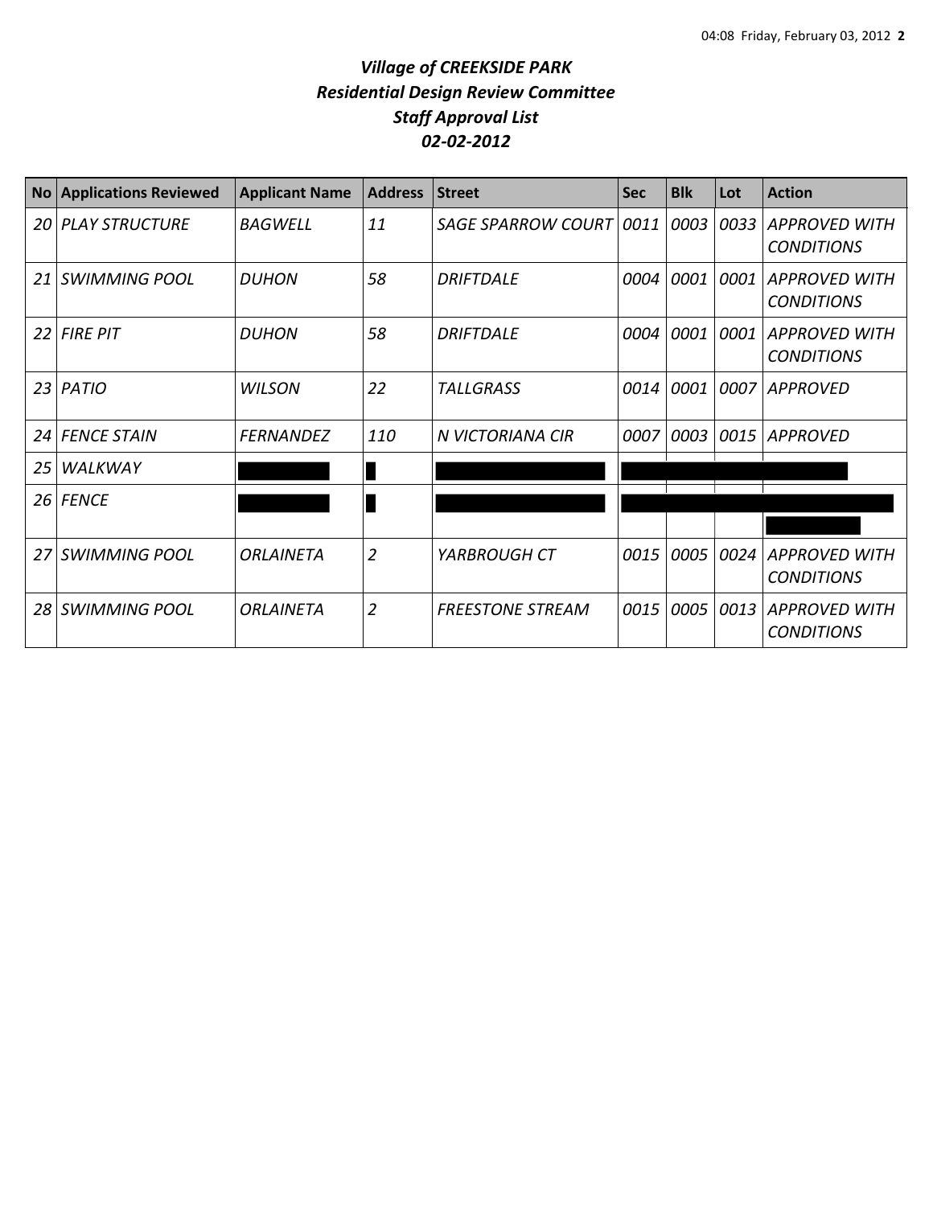# *Village of CREEKSIDE PARK*
## *Residential Design Review Committee*
## *Staff Approval List*
## *02-02-2012*

| No | Applications Reviewed | Applicant Name | Address | Street | Sec | Blk | Lot | Action |
|---|---|---|---|---|---|---|---|---|
| *20* | *PLAY STRUCTURE* | *BAGWELL* | *11* | *SAGE SPARROW COURT* | *0011* | *0003* | *0033* | *APPROVED WITH CONDITIONS* |
| *21* | *SWIMMING POOL* | *DUHON* | *58* | *DRIFTDALE* | *0004* | *0001* | *0001* | *APPROVED WITH CONDITIONS* |
| *22* | *FIRE PIT* | *DUHON* | *58* | *DRIFTDALE* | *0004* | *0001* | *0001* | *APPROVED WITH CONDITIONS* |
| *23* | *PATIO* | *WILSON* | *22* | *TALLGRASS* | *0014* | *0001* | *0007* | *APPROVED* |
| *24* | *FENCE STAIN* | *FERNANDEZ* | *110* | *N VICTORIANA CIR* | *0007* | *0003* | *0015* | *APPROVED* |
| *25* | *WALKWAY* | | | | | | | |
| *26* | *FENCE* | | | | | | | |
| *27* | *SWIMMING POOL* | *ORLAINETA* | *2* | *YARBROUGH CT* | *0015* | *0005* | *0024* | *APPROVED WITH CONDITIONS* |
| *28* | *SWIMMING POOL* | *ORLAINETA* | *2* | *FREESTONE STREAM* | *0015* | *0005* | *0013* | *APPROVED WITH CONDITIONS* |